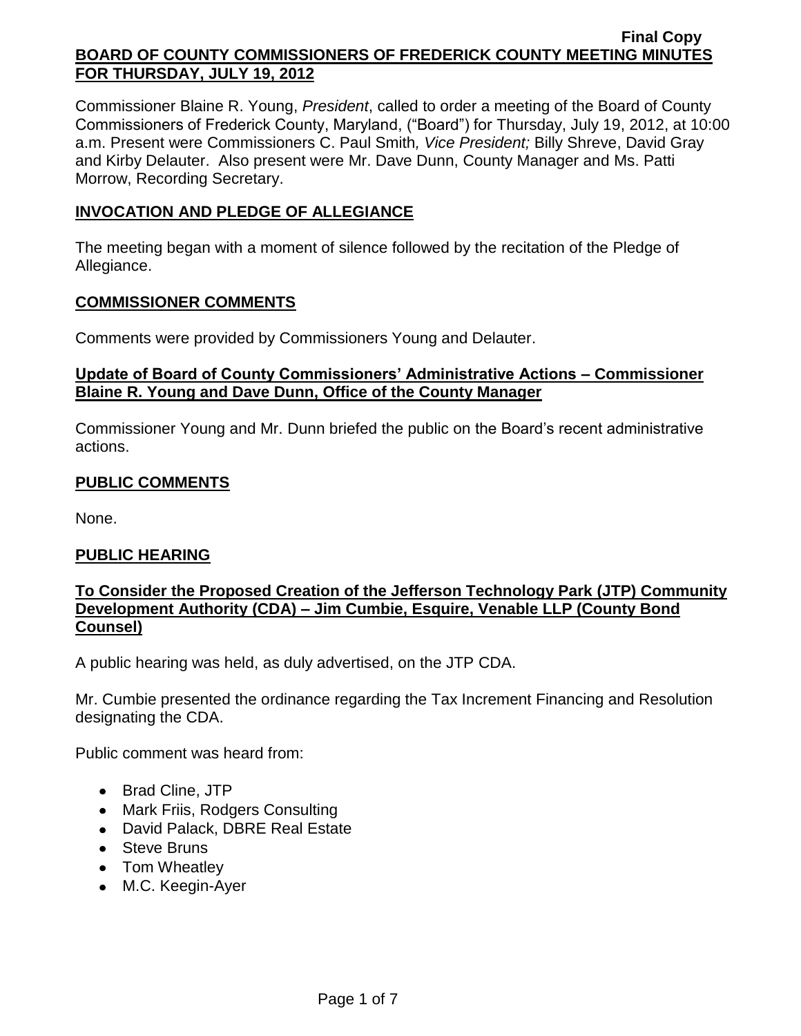**Final Copy**

# BOARD OF COUNTY COMMISSIONERS OF FREDERICK COUNTY MEETING MINUTES FOR THURSDAY, JULY 19, 2012

Commissioner Blaine R. Young, *President*, called to order a meeting of the Board of County Commissioners of Frederick County, Maryland, ("Board") for Thursday, July 19, 2012, at 10:00 a.m. Present were Commissioners C. Paul Smith*, Vice President;* Billy Shreve, David Gray and Kirby Delauter. Also present were Mr. Dave Dunn, County Manager and Ms. Patti Morrow, Recording Secretary.

## INVOCATION AND PLEDGE OF ALLEGIANCE

The meeting began with a moment of silence followed by the recitation of the Pledge of Allegiance.

## COMMISSIONER COMMENTS

Comments were provided by Commissioners Young and Delauter.

### Update of Board of County Commissioners' Administrative Actions – Commissioner Blaine R. Young and Dave Dunn, Office of the County Manager

Commissioner Young and Mr. Dunn briefed the public on the Board's recent administrative actions.

## PUBLIC COMMENTS

None.

## PUBLIC HEARING

### To Consider the Proposed Creation of the Jefferson Technology Park (JTP) Community Development Authority (CDA) – Jim Cumbie, Esquire, Venable LLP (County Bond Counsel)

A public hearing was held, as duly advertised, on the JTP CDA.

Mr. Cumbie presented the ordinance regarding the Tax Increment Financing and Resolution designating the CDA.

Public comment was heard from:

- Brad Cline, JTP
- Mark Friis, Rodgers Consulting
- David Palack, DBRE Real Estate
- Steve Bruns
- Tom Wheatley
- M.C. Keegin-Ayer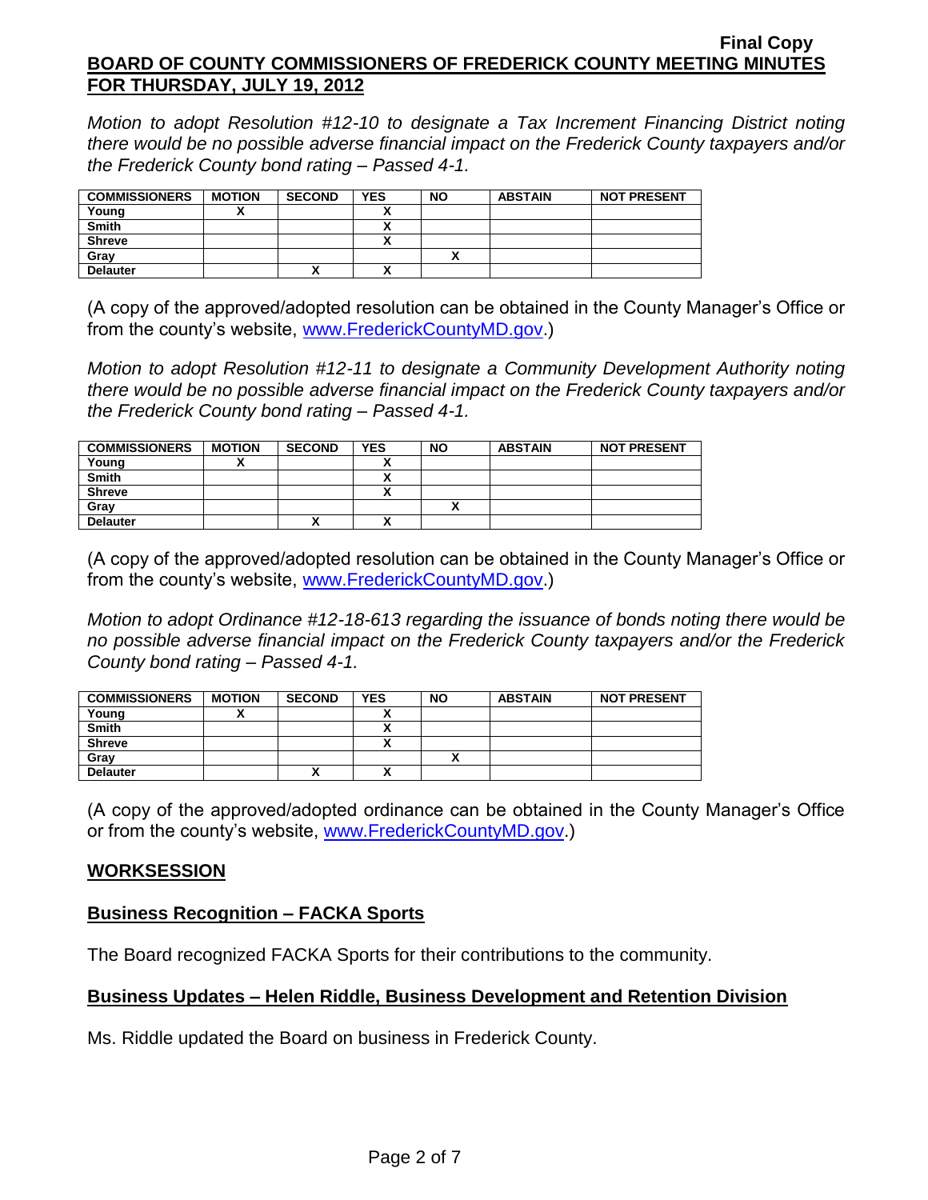*Motion to adopt Resolution #12-10 to designate a Tax Increment Financing District noting there would be no possible adverse financial impact on the Frederick County taxpayers and/or the Frederick County bond rating – Passed 4-1.*

| COMMISSIONERS | MOTION | SECOND | YES | NO | ABSTAIN | NOT PRESENT |
|---|---|---|---|---|---|---|
| Young | X | | X | | | |
| Smith | | | X | | | |
| Shreve | | | X | | | |
| Gray | | | | X | | |
| Delauter | | X | X | | | |

(A copy of the approved/adopted resolution can be obtained in the County Manager's Office or from the county's website, www.FrederickCountyMD.gov.)

*Motion to adopt Resolution #12-11 to designate a Community Development Authority noting there would be no possible adverse financial impact on the Frederick County taxpayers and/or the Frederick County bond rating – Passed 4-1.*

| COMMISSIONERS | MOTION | SECOND | YES | NO | ABSTAIN | NOT PRESENT |
|---|---|---|---|---|---|---|
| Young | X | | X | | | |
| Smith | | | X | | | |
| Shreve | | | X | | | |
| Gray | | | | X | | |
| Delauter | | X | X | | | |

(A copy of the approved/adopted resolution can be obtained in the County Manager's Office or from the county's website, www.FrederickCountyMD.gov.)

*Motion to adopt Ordinance #12-18-613 regarding the issuance of bonds noting there would be no possible adverse financial impact on the Frederick County taxpayers and/or the Frederick County bond rating – Passed 4-1.*

| COMMISSIONERS | MOTION | SECOND | YES | NO | ABSTAIN | NOT PRESENT |
|---|---|---|---|---|---|---|
| Young | X | | X | | | |
| Smith | | | X | | | |
| Shreve | | | X | | | |
| Gray | | | | X | | |
| Delauter | | X | X | | | |

(A copy of the approved/adopted ordinance can be obtained in the County Manager's Office or from the county's website, www.FrederickCountyMD.gov.)

## WORKSESSION

### Business Recognition – FACKA Sports

The Board recognized FACKA Sports for their contributions to the community.

### Business Updates – Helen Riddle, Business Development and Retention Division

Ms. Riddle updated the Board on business in Frederick County.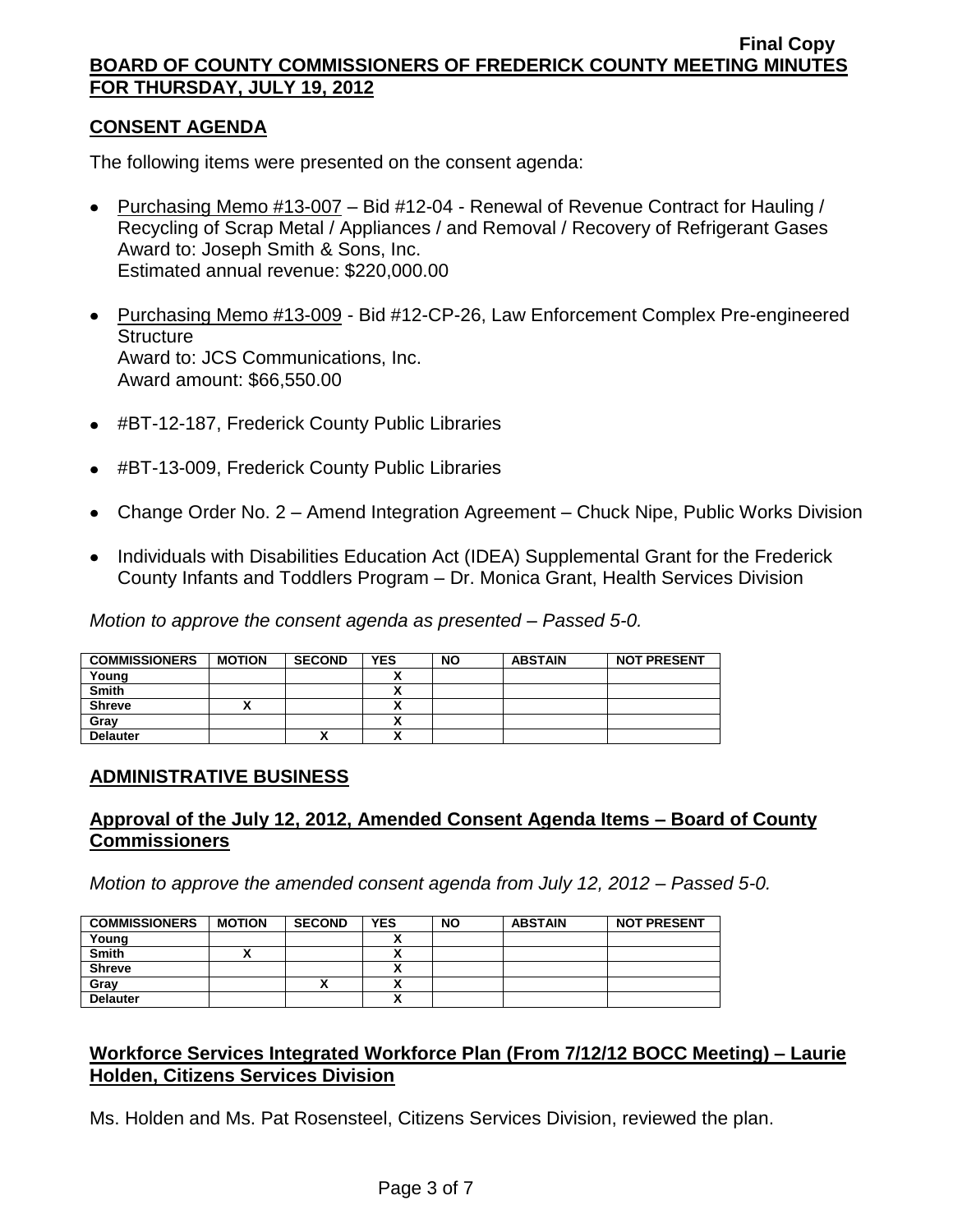## CONSENT AGENDA

The following items were presented on the consent agenda:

- Purchasing Memo #13-007 – Bid #12-04 - Renewal of Revenue Contract for Hauling / Recycling of Scrap Metal / Appliances / and Removal / Recovery of Refrigerant Gases
  Award to: Joseph Smith & Sons, Inc.
  Estimated annual revenue: $220,000.00
- Purchasing Memo #13-009 - Bid #12-CP-26, Law Enforcement Complex Pre-engineered Structure
  Award to: JCS Communications, Inc.
  Award amount: $66,550.00
- #BT-12-187, Frederick County Public Libraries
- #BT-13-009, Frederick County Public Libraries
- Change Order No. 2 – Amend Integration Agreement – Chuck Nipe, Public Works Division
- Individuals with Disabilities Education Act (IDEA) Supplemental Grant for the Frederick County Infants and Toddlers Program – Dr. Monica Grant, Health Services Division

*Motion to approve the consent agenda as presented – Passed 5-0.*

| COMMISSIONERS | MOTION | SECOND | YES | NO | ABSTAIN | NOT PRESENT |
|---|---|---|---|---|---|---|
| Young | | | X | | | |
| Smith | | | X | | | |
| Shreve | X | | X | | | |
| Gray | | | X | | | |
| Delauter | | X | X | | | |

## ADMINISTRATIVE BUSINESS

### Approval of the July 12, 2012, Amended Consent Agenda Items – Board of County Commissioners

*Motion to approve the amended consent agenda from July 12, 2012 – Passed 5-0.*

| COMMISSIONERS | MOTION | SECOND | YES | NO | ABSTAIN | NOT PRESENT |
|---|---|---|---|---|---|---|
| Young | | | X | | | |
| Smith | X | | X | | | |
| Shreve | | | X | | | |
| Gray | | X | X | | | |
| Delauter | | | X | | | |

### Workforce Services Integrated Workforce Plan (From 7/12/12 BOCC Meeting) – Laurie Holden, Citizens Services Division

Ms. Holden and Ms. Pat Rosensteel, Citizens Services Division, reviewed the plan.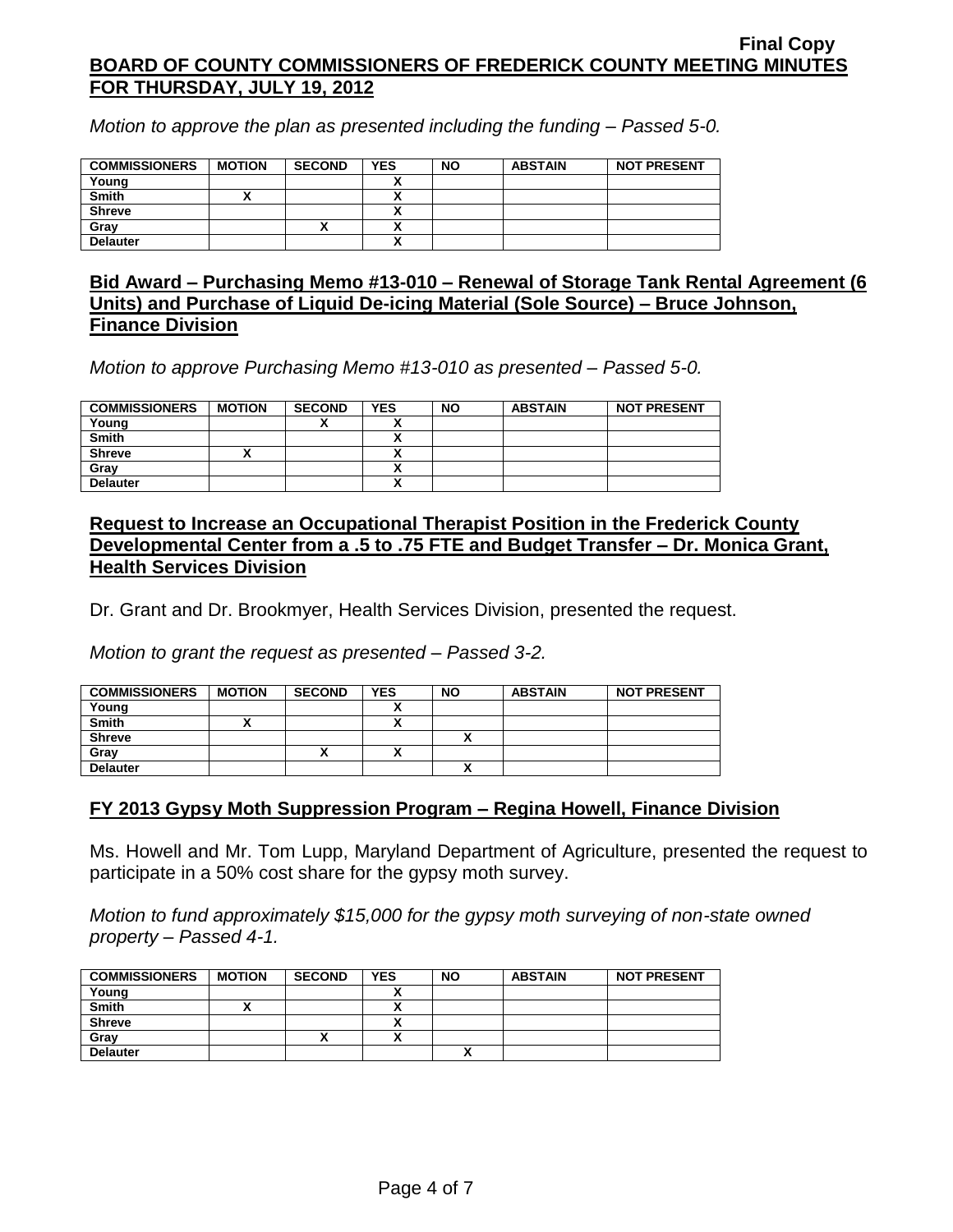*Motion to approve the plan as presented including the funding – Passed 5-0.*

| COMMISSIONERS | MOTION | SECOND | YES | NO | ABSTAIN | NOT PRESENT |
|---|---|---|---|---|---|---|
| Young | | | X | | | |
| Smith | X | | X | | | |
| Shreve | | | X | | | |
| Gray | | X | X | | | |
| Delauter | | | X | | | |

## Bid Award – Purchasing Memo #13-010 – Renewal of Storage Tank Rental Agreement (6 Units) and Purchase of Liquid De-icing Material (Sole Source) – Bruce Johnson, Finance Division

*Motion to approve Purchasing Memo #13-010 as presented – Passed 5-0.*

| COMMISSIONERS | MOTION | SECOND | YES | NO | ABSTAIN | NOT PRESENT |
|---|---|---|---|---|---|---|
| Young | | X | X | | | |
| Smith | | | X | | | |
| Shreve | X | | X | | | |
| Gray | | | X | | | |
| Delauter | | | X | | | |

## Request to Increase an Occupational Therapist Position in the Frederick County Developmental Center from a .5 to .75 FTE and Budget Transfer – Dr. Monica Grant, Health Services Division

Dr. Grant and Dr. Brookmyer, Health Services Division, presented the request.

*Motion to grant the request as presented – Passed 3-2.*

| COMMISSIONERS | MOTION | SECOND | YES | NO | ABSTAIN | NOT PRESENT |
|---|---|---|---|---|---|---|
| Young | | | X | | | |
| Smith | X | | X | | | |
| Shreve | | | | X | | |
| Gray | | X | X | | | |
| Delauter | | | | X | | |

## FY 2013 Gypsy Moth Suppression Program – Regina Howell, Finance Division

Ms. Howell and Mr. Tom Lupp, Maryland Department of Agriculture, presented the request to participate in a 50% cost share for the gypsy moth survey.

*Motion to fund approximately $15,000 for the gypsy moth surveying of non-state owned property – Passed 4-1.*

| COMMISSIONERS | MOTION | SECOND | YES | NO | ABSTAIN | NOT PRESENT |
|---|---|---|---|---|---|---|
| Young | | | X | | | |
| Smith | X | | X | | | |
| Shreve | | | X | | | |
| Gray | | X | X | | | |
| Delauter | | | | X | | |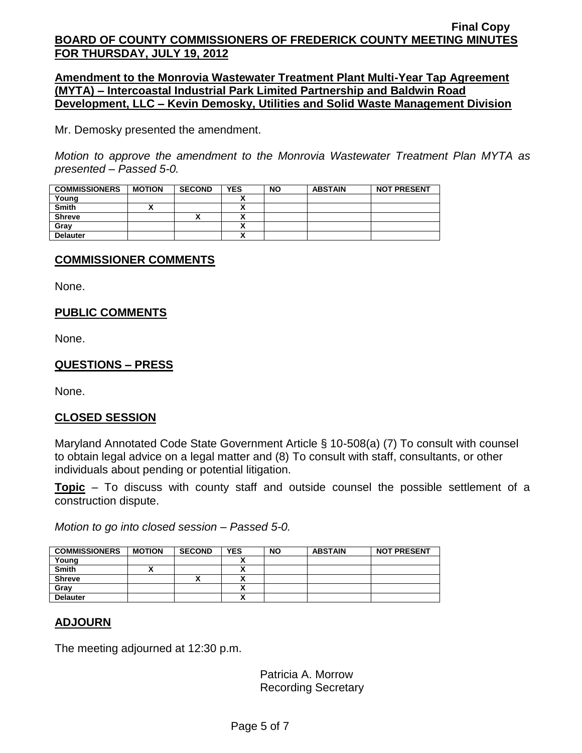**Amendment to the Monrovia Wastewater Treatment Plant Multi-Year Tap Agreement (MYTA) – Intercoastal Industrial Park Limited Partnership and Baldwin Road Development, LLC – Kevin Demosky, Utilities and Solid Waste Management Division**

Mr. Demosky presented the amendment.

*Motion to approve the amendment to the Monrovia Wastewater Treatment Plan MYTA as presented – Passed 5-0.*

| COMMISSIONERS | MOTION | SECOND | YES | NO | ABSTAIN | NOT PRESENT |
|---|---|---|---|---|---|---|
| Young | | | X | | | |
| Smith | X | | X | | | |
| Shreve | | X | X | | | |
| Gray | | | X | | | |
| Delauter | | | X | | | |

## COMMISSIONER COMMENTS

None.

## PUBLIC COMMENTS

None.

## QUESTIONS – PRESS

None.

## CLOSED SESSION

Maryland Annotated Code State Government Article § 10-508(a) (7) To consult with counsel to obtain legal advice on a legal matter and (8) To consult with staff, consultants, or other individuals about pending or potential litigation.

**Topic** – To discuss with county staff and outside counsel the possible settlement of a construction dispute.

*Motion to go into closed session – Passed 5-0.*

| COMMISSIONERS | MOTION | SECOND | YES | NO | ABSTAIN | NOT PRESENT |
|---|---|---|---|---|---|---|
| Young | | | X | | | |
| Smith | X | | X | | | |
| Shreve | | X | X | | | |
| Gray | | | X | | | |
| Delauter | | | X | | | |

## ADJOURN

The meeting adjourned at 12:30 p.m.

Patricia A. Morrow
Recording Secretary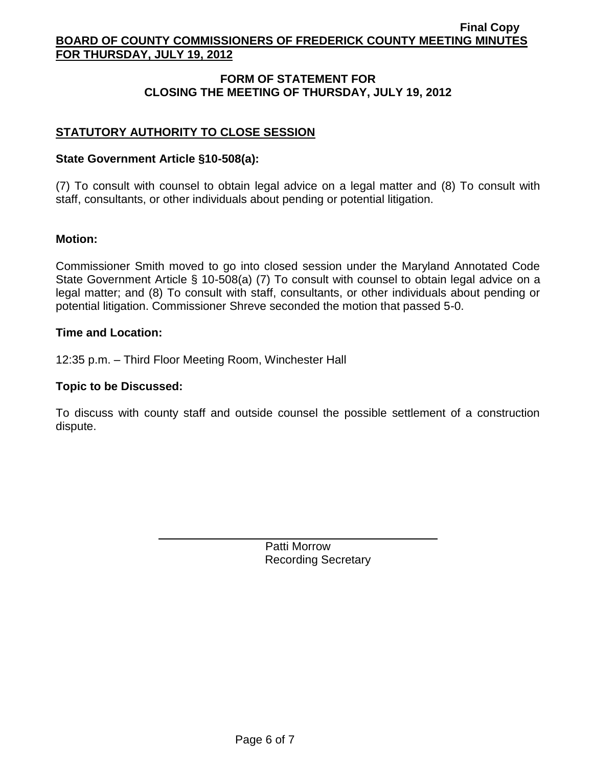## FORM OF STATEMENT FOR CLOSING THE MEETING OF THURSDAY, JULY 19, 2012

### STATUTORY AUTHORITY TO CLOSE SESSION

**State Government Article §10-508(a):**

(7) To consult with counsel to obtain legal advice on a legal matter and (8) To consult with staff, consultants, or other individuals about pending or potential litigation.

**Motion:**

Commissioner Smith moved to go into closed session under the Maryland Annotated Code State Government Article § 10-508(a) (7) To consult with counsel to obtain legal advice on a legal matter; and (8) To consult with staff, consultants, or other individuals about pending or potential litigation. Commissioner Shreve seconded the motion that passed 5-0.

**Time and Location:**

12:35 p.m. – Third Floor Meeting Room, Winchester Hall

**Topic to be Discussed:**

To discuss with county staff and outside counsel the possible settlement of a construction dispute.

Patti Morrow
Recording Secretary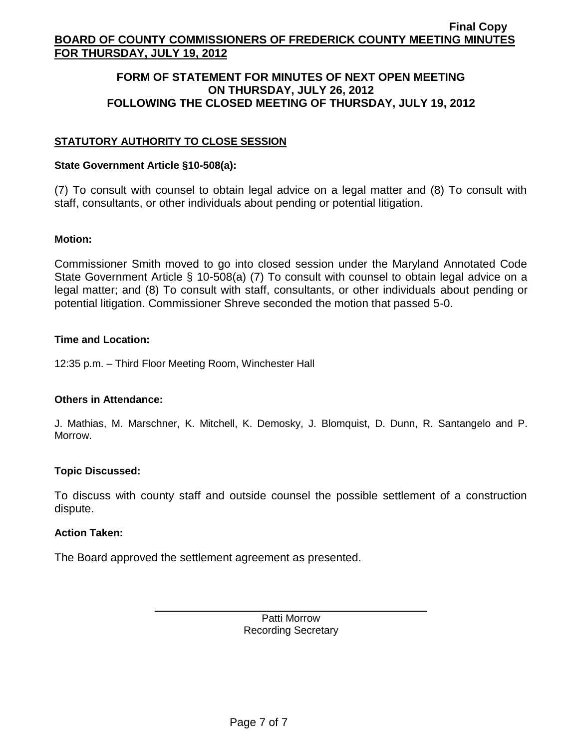# FORM OF STATEMENT FOR MINUTES OF NEXT OPEN MEETING ON THURSDAY, JULY 26, 2012 FOLLOWING THE CLOSED MEETING OF THURSDAY, JULY 19, 2012

## STATUTORY AUTHORITY TO CLOSE SESSION

**State Government Article §10-508(a):**

(7) To consult with counsel to obtain legal advice on a legal matter and (8) To consult with staff, consultants, or other individuals about pending or potential litigation.

**Motion:**

Commissioner Smith moved to go into closed session under the Maryland Annotated Code State Government Article § 10-508(a) (7) To consult with counsel to obtain legal advice on a legal matter; and (8) To consult with staff, consultants, or other individuals about pending or potential litigation. Commissioner Shreve seconded the motion that passed 5-0.

**Time and Location:**

12:35 p.m. – Third Floor Meeting Room, Winchester Hall

**Others in Attendance:**

J. Mathias, M. Marschner, K. Mitchell, K. Demosky, J. Blomquist, D. Dunn, R. Santangelo and P. Morrow.

**Topic Discussed:**

To discuss with county staff and outside counsel the possible settlement of a construction dispute.

**Action Taken:**

The Board approved the settlement agreement as presented.

Patti Morrow
Recording Secretary